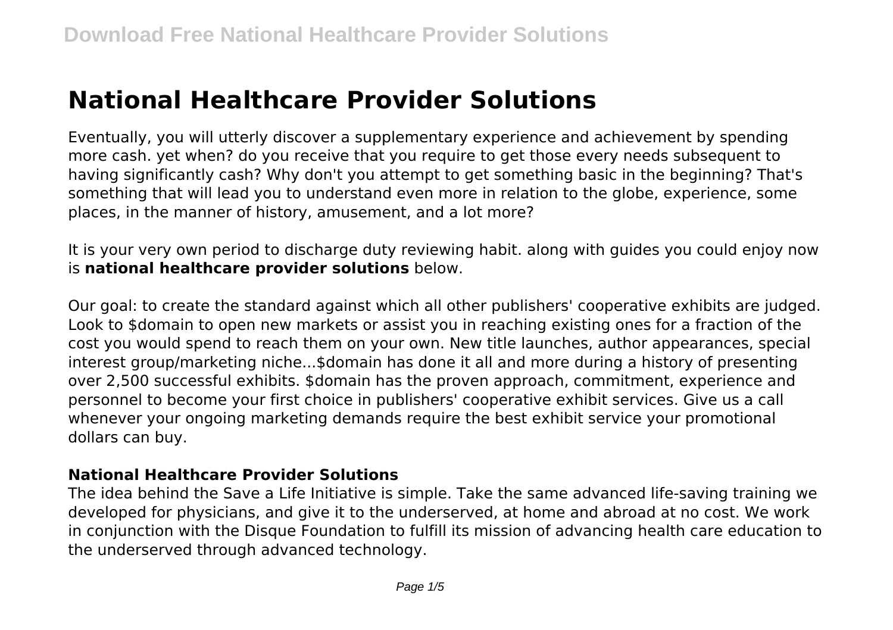# National Healthcare Provider Solutions

Eventually, you will utterly discover a supplementary experience and achievement by spending more cash. yet when? do you receive that you require to get those every needs subsequent to having significantly cash? Why don't you attempt to get something basic in the beginning? That's something that will lead you to understand even more in relation to the globe, experience, some places, in the manner of history, amusement, and a lot more?

It is your very own period to discharge duty reviewing habit. along with guides you could enjoy now is **national healthcare provider solutions** below.

Our goal: to create the standard against which all other publishers' cooperative exhibits are judged. Look to $domain to open new markets or assist you in reaching existing ones for a fraction of the cost you would spend to reach them on your own. New title launches, author appearances, special interest group/marketing niche...$domain has done it all and more during a history of presenting over 2,500 successful exhibits. $domain has the proven approach, commitment, experience and personnel to become your first choice in publishers' cooperative exhibit services. Give us a call whenever your ongoing marketing demands require the best exhibit service your promotional dollars can buy.

### National Healthcare Provider Solutions

The idea behind the Save a Life Initiative is simple. Take the same advanced life-saving training we developed for physicians, and give it to the underserved, at home and abroad at no cost. We work in conjunction with the Disque Foundation to fulfill its mission of advancing health care education to the underserved through advanced technology.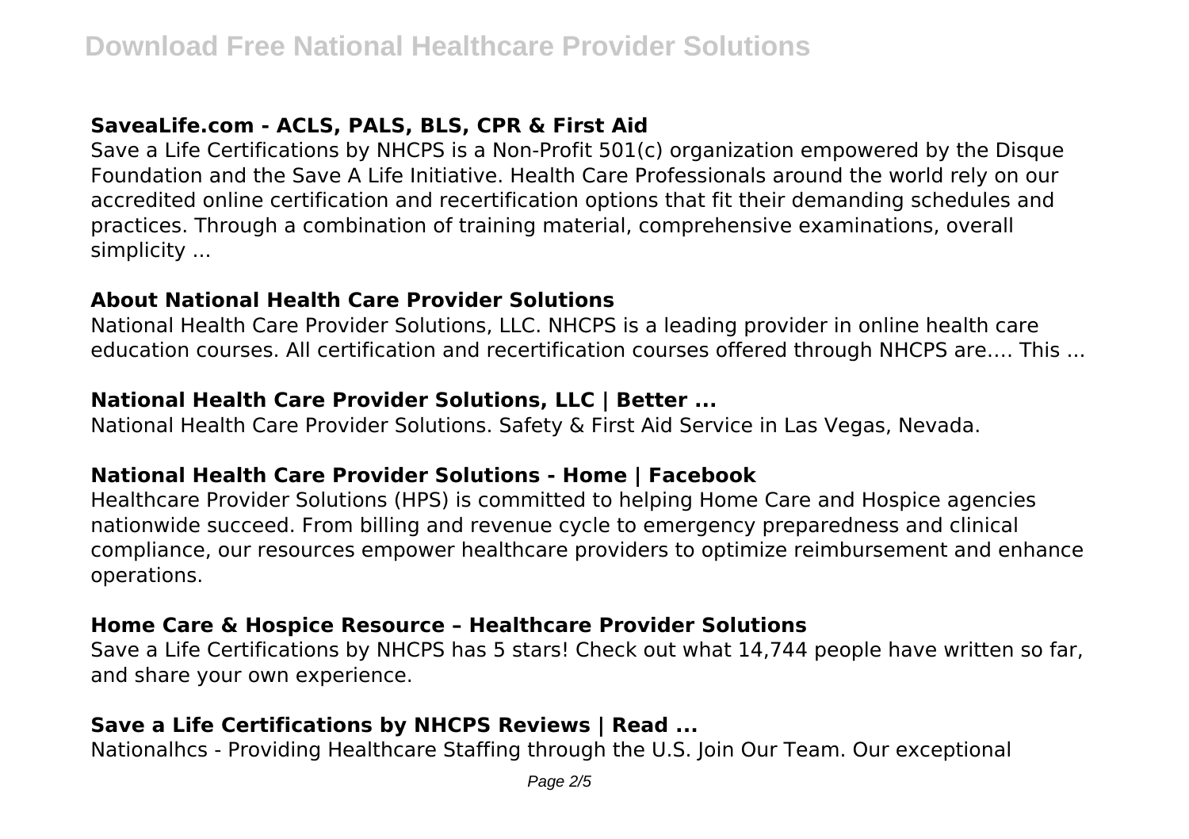### SaveaLife.com - ACLS, PALS, BLS, CPR & First Aid

Save a Life Certifications by NHCPS is a Non-Profit 501(c) organization empowered by the Disque Foundation and the Save A Life Initiative. Health Care Professionals around the world rely on our accredited online certification and recertification options that fit their demanding schedules and practices. Through a combination of training material, comprehensive examinations, overall simplicity ...

### About National Health Care Provider Solutions

National Health Care Provider Solutions, LLC. NHCPS is a leading provider in online health care education courses. All certification and recertification courses offered through NHCPS are…. This ...

### National Health Care Provider Solutions, LLC | Better ...

National Health Care Provider Solutions. Safety & First Aid Service in Las Vegas, Nevada.

### National Health Care Provider Solutions - Home | Facebook

Healthcare Provider Solutions (HPS) is committed to helping Home Care and Hospice agencies nationwide succeed. From billing and revenue cycle to emergency preparedness and clinical compliance, our resources empower healthcare providers to optimize reimbursement and enhance operations.

### Home Care & Hospice Resource – Healthcare Provider Solutions

Save a Life Certifications by NHCPS has 5 stars! Check out what 14,744 people have written so far, and share your own experience.

### Save a Life Certifications by NHCPS Reviews | Read ...

Nationalhcs - Providing Healthcare Staffing through the U.S. Join Our Team. Our exceptional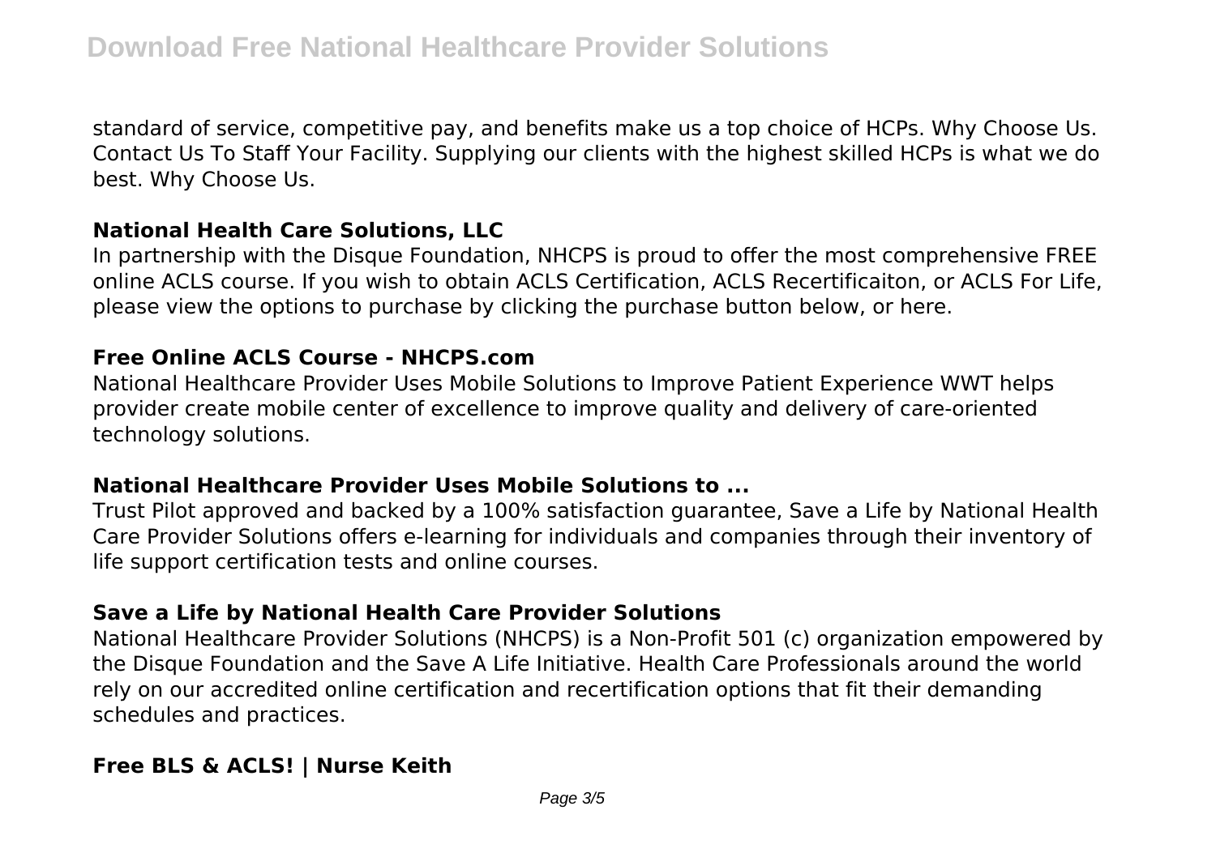standard of service, competitive pay, and benefits make us a top choice of HCPs. Why Choose Us. Contact Us To Staff Your Facility. Supplying our clients with the highest skilled HCPs is what we do best. Why Choose Us.

## National Health Care Solutions, LLC

In partnership with the Disque Foundation, NHCPS is proud to offer the most comprehensive FREE online ACLS course. If you wish to obtain ACLS Certification, ACLS Recertificaiton, or ACLS For Life, please view the options to purchase by clicking the purchase button below, or here.

## Free Online ACLS Course - NHCPS.com

National Healthcare Provider Uses Mobile Solutions to Improve Patient Experience WWT helps provider create mobile center of excellence to improve quality and delivery of care-oriented technology solutions.

## National Healthcare Provider Uses Mobile Solutions to ...

Trust Pilot approved and backed by a 100% satisfaction guarantee, Save a Life by National Health Care Provider Solutions offers e-learning for individuals and companies through their inventory of life support certification tests and online courses.

## Save a Life by National Health Care Provider Solutions

National Healthcare Provider Solutions (NHCPS) is a Non-Profit 501 (c) organization empowered by the Disque Foundation and the Save A Life Initiative. Health Care Professionals around the world rely on our accredited online certification and recertification options that fit their demanding schedules and practices.

## Free BLS & ACLS! | Nurse Keith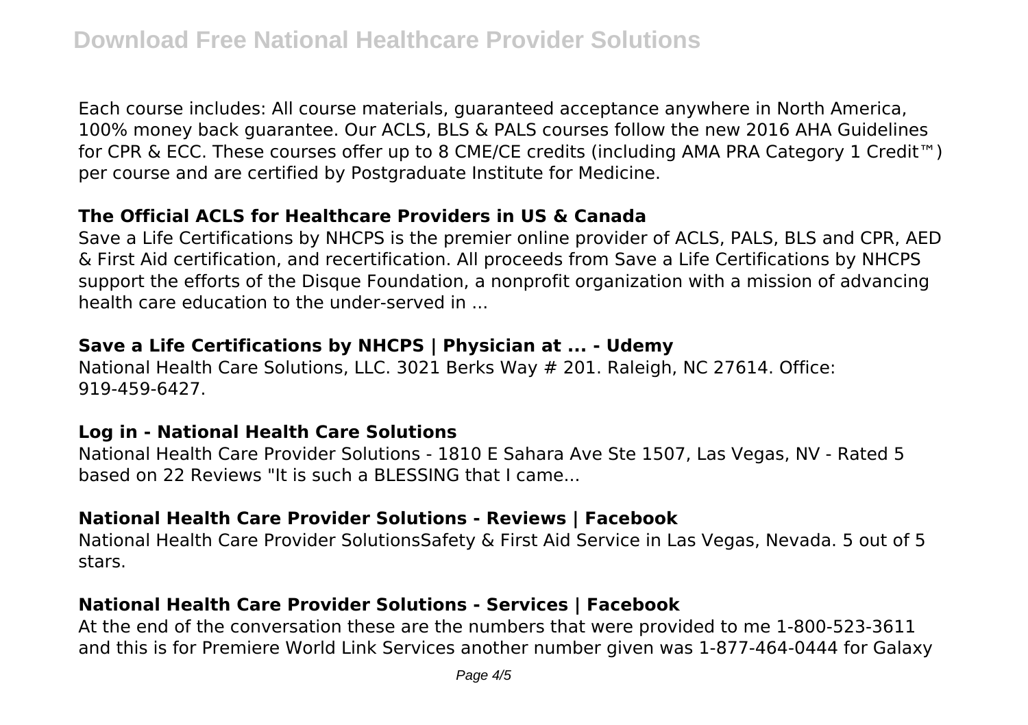Each course includes: All course materials, guaranteed acceptance anywhere in North America, 100% money back guarantee. Our ACLS, BLS & PALS courses follow the new 2016 AHA Guidelines for CPR & ECC. These courses offer up to 8 CME/CE credits (including AMA PRA Category 1 Credit™) per course and are certified by Postgraduate Institute for Medicine.

### The Official ACLS for Healthcare Providers in US & Canada

Save a Life Certifications by NHCPS is the premier online provider of ACLS, PALS, BLS and CPR, AED & First Aid certification, and recertification. All proceeds from Save a Life Certifications by NHCPS support the efforts of the Disque Foundation, a nonprofit organization with a mission of advancing health care education to the under-served in ...

### Save a Life Certifications by NHCPS | Physician at ... - Udemy

National Health Care Solutions, LLC. 3021 Berks Way # 201. Raleigh, NC 27614. Office: 919-459-6427.

### Log in - National Health Care Solutions

National Health Care Provider Solutions - 1810 E Sahara Ave Ste 1507, Las Vegas, NV - Rated 5 based on 22 Reviews "It is such a BLESSING that I came...

### National Health Care Provider Solutions - Reviews | Facebook

National Health Care Provider SolutionsSafety & First Aid Service in Las Vegas, Nevada. 5 out of 5 stars.

### National Health Care Provider Solutions - Services | Facebook

At the end of the conversation these are the numbers that were provided to me 1-800-523-3611 and this is for Premiere World Link Services another number given was 1-877-464-0444 for Galaxy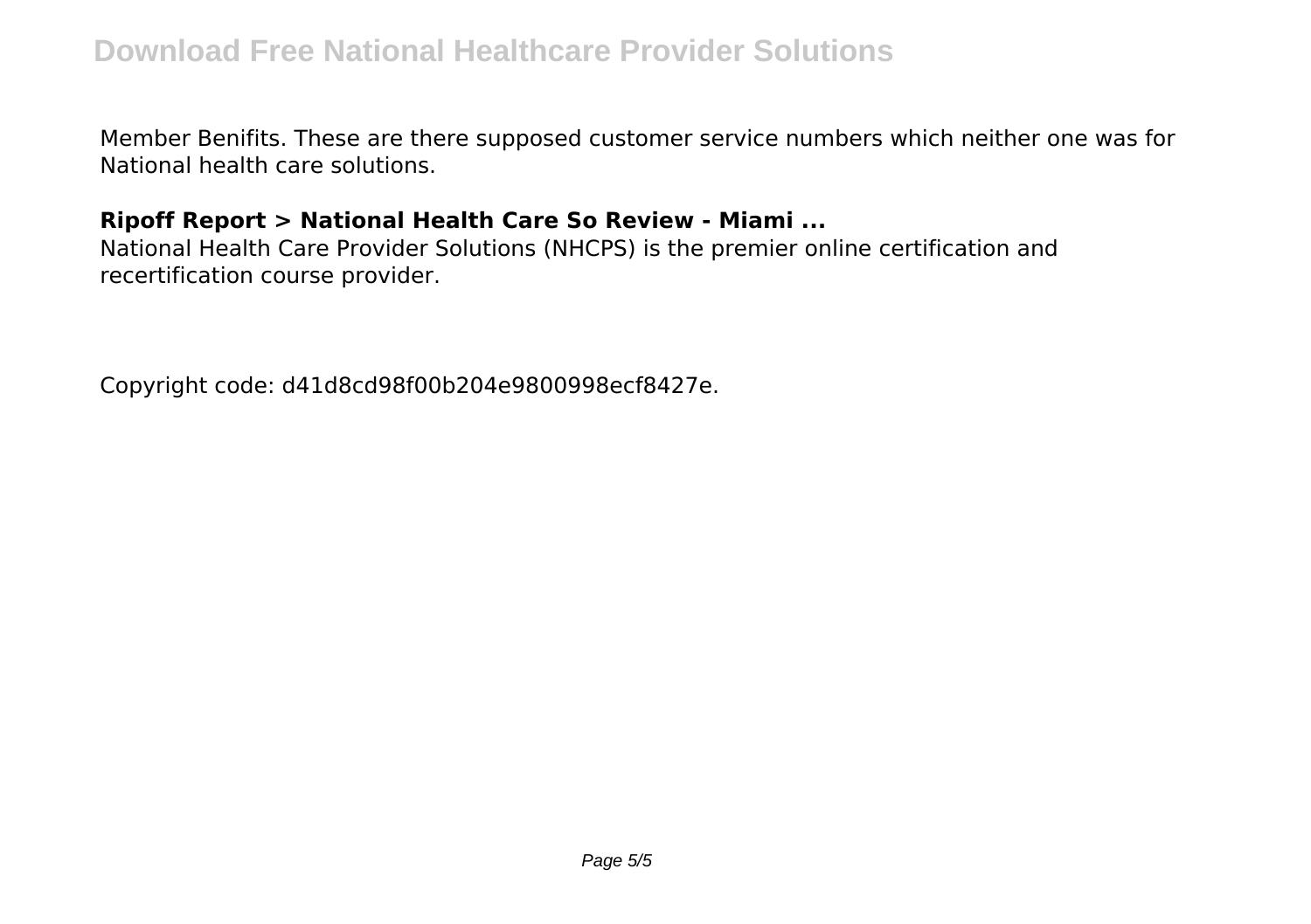Member Benifits. These are there supposed customer service numbers which neither one was for National health care solutions.

**Ripoff Report > National Health Care So Review - Miami ...**

National Health Care Provider Solutions (NHCPS) is the premier online certification and recertification course provider.

Copyright code: d41d8cd98f00b204e9800998ecf8427e.